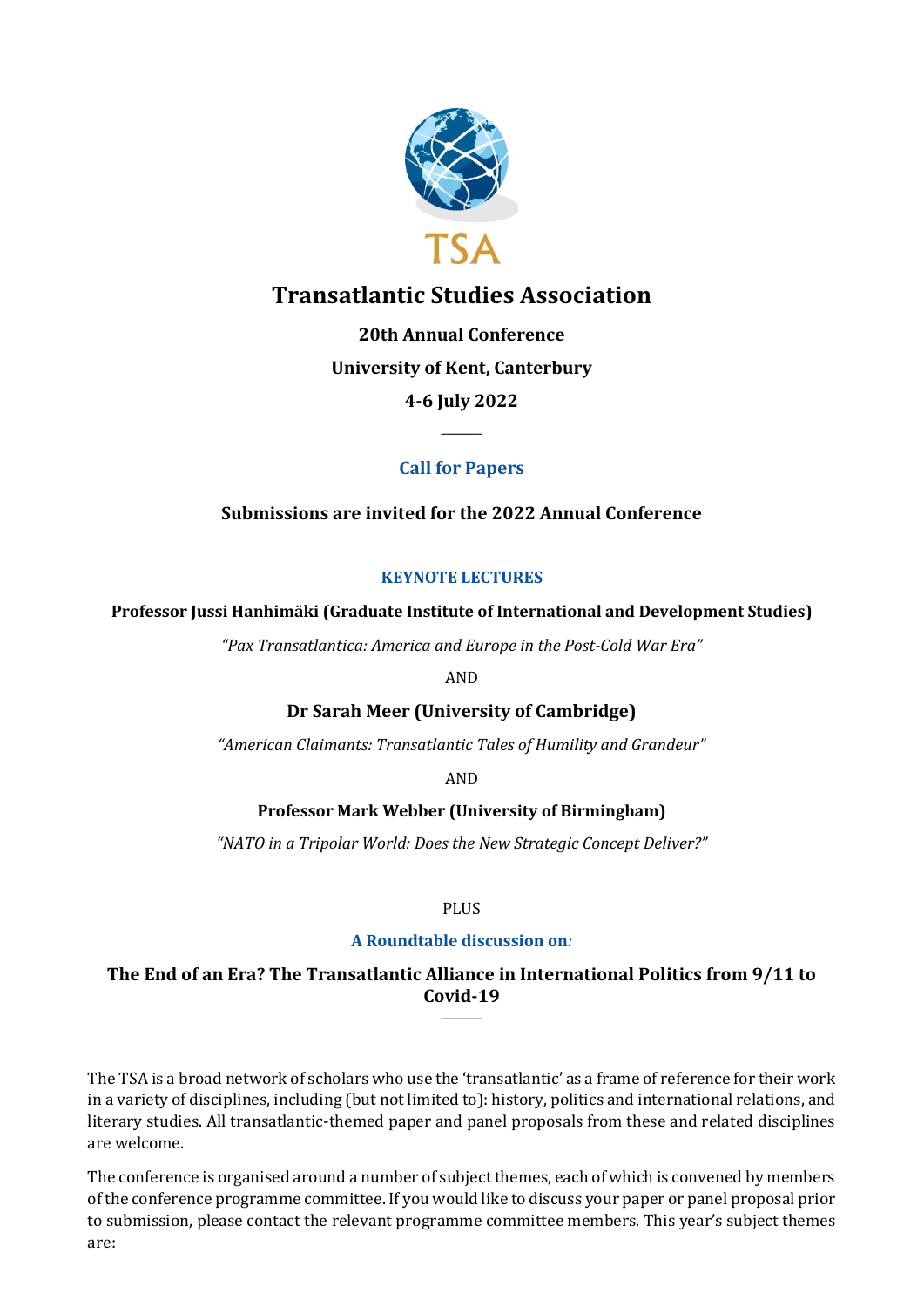TSA

# Transatlantic Studies Association

**20th Annual Conference**

**University of Kent, Canterbury**

**4-6 July 2022**

---

## Call for Papers

**Submissions are invited for the 2022 Annual Conference**

### KEYNOTE LECTURES

**Professor Jussi Hanhimäki (Graduate Institute of International and Development Studies)**

*"Pax Transatlantica: America and Europe in the Post-Cold War Era"*

AND

**Dr Sarah Meer (University of Cambridge)**

*"American Claimants: Transatlantic Tales of Humility and Grandeur"*

AND

**Professor Mark Webber (University of Birmingham)**

*"NATO in a Tripolar World: Does the New Strategic Concept Deliver?"*

PLUS

**A Roundtable discussion on:**

**The End of an Era? The Transatlantic Alliance in International Politics from 9/11 to Covid-19**

---

The TSA is a broad network of scholars who use the 'transatlantic' as a frame of reference for their work in a variety of disciplines, including (but not limited to): history, politics and international relations, and literary studies. All transatlantic-themed paper and panel proposals from these and related disciplines are welcome.

The conference is organised around a number of subject themes, each of which is convened by members of the conference programme committee. If you would like to discuss your paper or panel proposal prior to submission, please contact the relevant programme committee members. This year's subject themes are: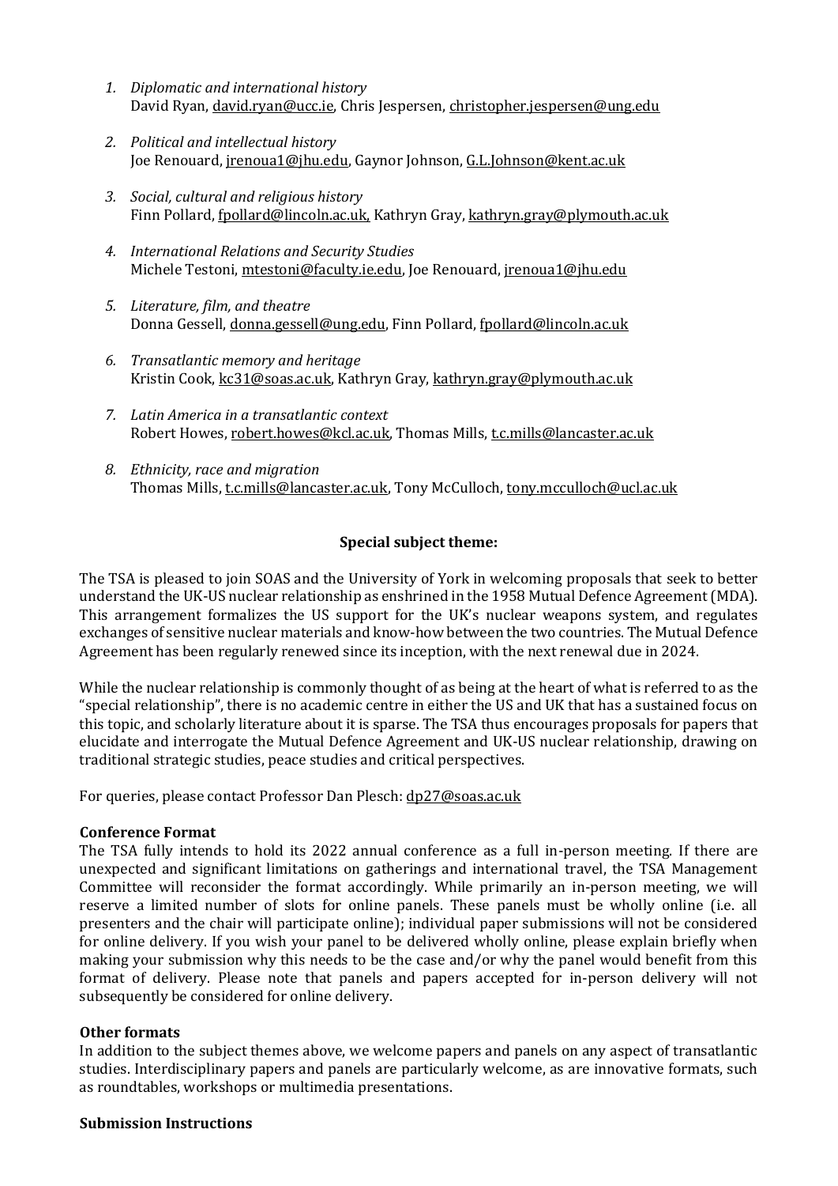1. *Diplomatic and international history*
   David Ryan, david.ryan@ucc.ie, Chris Jespersen, christopher.jespersen@ung.edu

2. *Political and intellectual history*
   Joe Renouard, jrenoua1@jhu.edu, Gaynor Johnson, G.L.Johnson@kent.ac.uk

3. *Social, cultural and religious history*
   Finn Pollard, fpollard@lincoln.ac.uk, Kathryn Gray, kathryn.gray@plymouth.ac.uk

4. *International Relations and Security Studies*
   Michele Testoni, mtestoni@faculty.ie.edu, Joe Renouard, jrenoua1@jhu.edu

5. *Literature, film, and theatre*
   Donna Gessell, donna.gessell@ung.edu, Finn Pollard, fpollard@lincoln.ac.uk

6. *Transatlantic memory and heritage*
   Kristin Cook, kc31@soas.ac.uk, Kathryn Gray, kathryn.gray@plymouth.ac.uk

7. *Latin America in a transatlantic context*
   Robert Howes, robert.howes@kcl.ac.uk, Thomas Mills, t.c.mills@lancaster.ac.uk

8. *Ethnicity, race and migration*
   Thomas Mills, t.c.mills@lancaster.ac.uk, Tony McCulloch, tony.mcculloch@ucl.ac.uk

**Special subject theme:**

The TSA is pleased to join SOAS and the University of York in welcoming proposals that seek to better understand the UK-US nuclear relationship as enshrined in the 1958 Mutual Defence Agreement (MDA). This arrangement formalizes the US support for the UK's nuclear weapons system, and regulates exchanges of sensitive nuclear materials and know-how between the two countries. The Mutual Defence Agreement has been regularly renewed since its inception, with the next renewal due in 2024.

While the nuclear relationship is commonly thought of as being at the heart of what is referred to as the "special relationship", there is no academic centre in either the US and UK that has a sustained focus on this topic, and scholarly literature about it is sparse. The TSA thus encourages proposals for papers that elucidate and interrogate the Mutual Defence Agreement and UK-US nuclear relationship, drawing on traditional strategic studies, peace studies and critical perspectives.

For queries, please contact Professor Dan Plesch: dp27@soas.ac.uk

**Conference Format**

The TSA fully intends to hold its 2022 annual conference as a full in-person meeting. If there are unexpected and significant limitations on gatherings and international travel, the TSA Management Committee will reconsider the format accordingly. While primarily an in-person meeting, we will reserve a limited number of slots for online panels. These panels must be wholly online (i.e. all presenters and the chair will participate online); individual paper submissions will not be considered for online delivery. If you wish your panel to be delivered wholly online, please explain briefly when making your submission why this needs to be the case and/or why the panel would benefit from this format of delivery. Please note that panels and papers accepted for in-person delivery will not subsequently be considered for online delivery.

**Other formats**

In addition to the subject themes above, we welcome papers and panels on any aspect of transatlantic studies. Interdisciplinary papers and panels are particularly welcome, as are innovative formats, such as roundtables, workshops or multimedia presentations.

**Submission Instructions**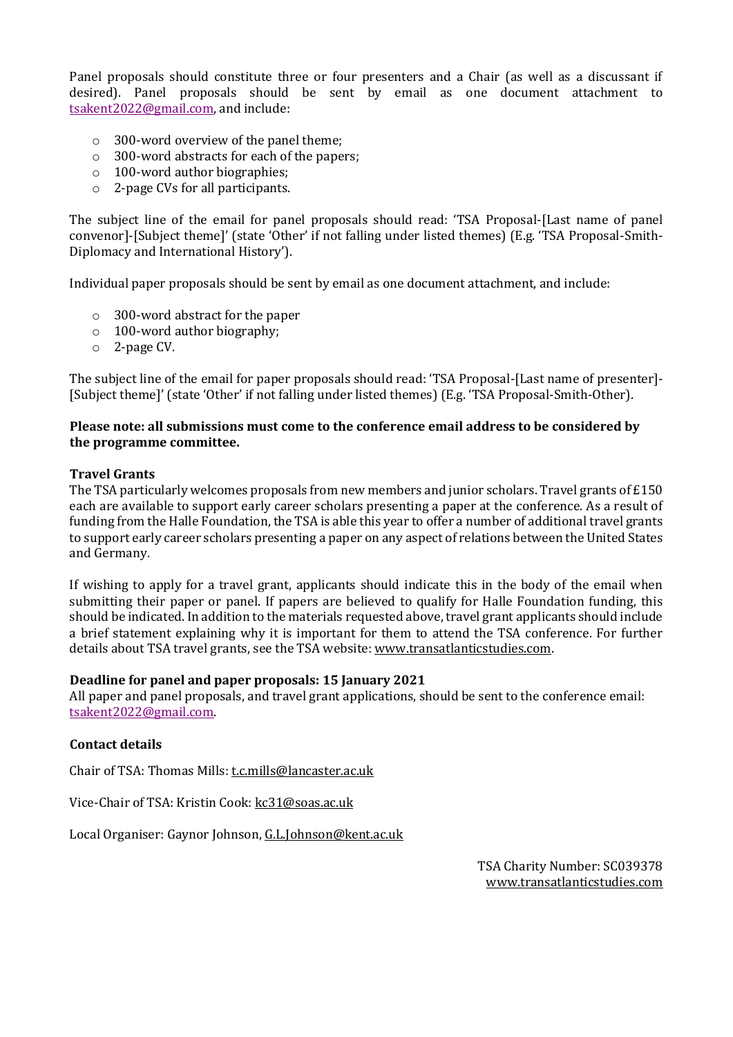Panel proposals should constitute three or four presenters and a Chair (as well as a discussant if desired). Panel proposals should be sent by email as one document attachment to tsakent2022@gmail.com, and include:

- 300-word overview of the panel theme;
- 300-word abstracts for each of the papers;
- 100-word author biographies;
- 2-page CVs for all participants.

The subject line of the email for panel proposals should read: 'TSA Proposal-[Last name of panel convenor]-[Subject theme]' (state 'Other' if not falling under listed themes) (E.g. 'TSA Proposal-Smith-Diplomacy and International History').

Individual paper proposals should be sent by email as one document attachment, and include:

- 300-word abstract for the paper
- 100-word author biography;
- 2-page CV.

The subject line of the email for paper proposals should read: 'TSA Proposal-[Last name of presenter]-[Subject theme]' (state 'Other' if not falling under listed themes) (E.g. 'TSA Proposal-Smith-Other).

**Please note: all submissions must come to the conference email address to be considered by the programme committee.**

**Travel Grants**

The TSA particularly welcomes proposals from new members and junior scholars. Travel grants of £150 each are available to support early career scholars presenting a paper at the conference. As a result of funding from the Halle Foundation, the TSA is able this year to offer a number of additional travel grants to support early career scholars presenting a paper on any aspect of relations between the United States and Germany.

If wishing to apply for a travel grant, applicants should indicate this in the body of the email when submitting their paper or panel. If papers are believed to qualify for Halle Foundation funding, this should be indicated. In addition to the materials requested above, travel grant applicants should include a brief statement explaining why it is important for them to attend the TSA conference. For further details about TSA travel grants, see the TSA website: www.transatlanticstudies.com.

**Deadline for panel and paper proposals: 15 January 2021**

All paper and panel proposals, and travel grant applications, should be sent to the conference email: tsakent2022@gmail.com.

**Contact details**

Chair of TSA: Thomas Mills: t.c.mills@lancaster.ac.uk

Vice-Chair of TSA: Kristin Cook: kc31@soas.ac.uk

Local Organiser: Gaynor Johnson, G.L.Johnson@kent.ac.uk

TSA Charity Number: SC039378
www.transatlanticstudies.com